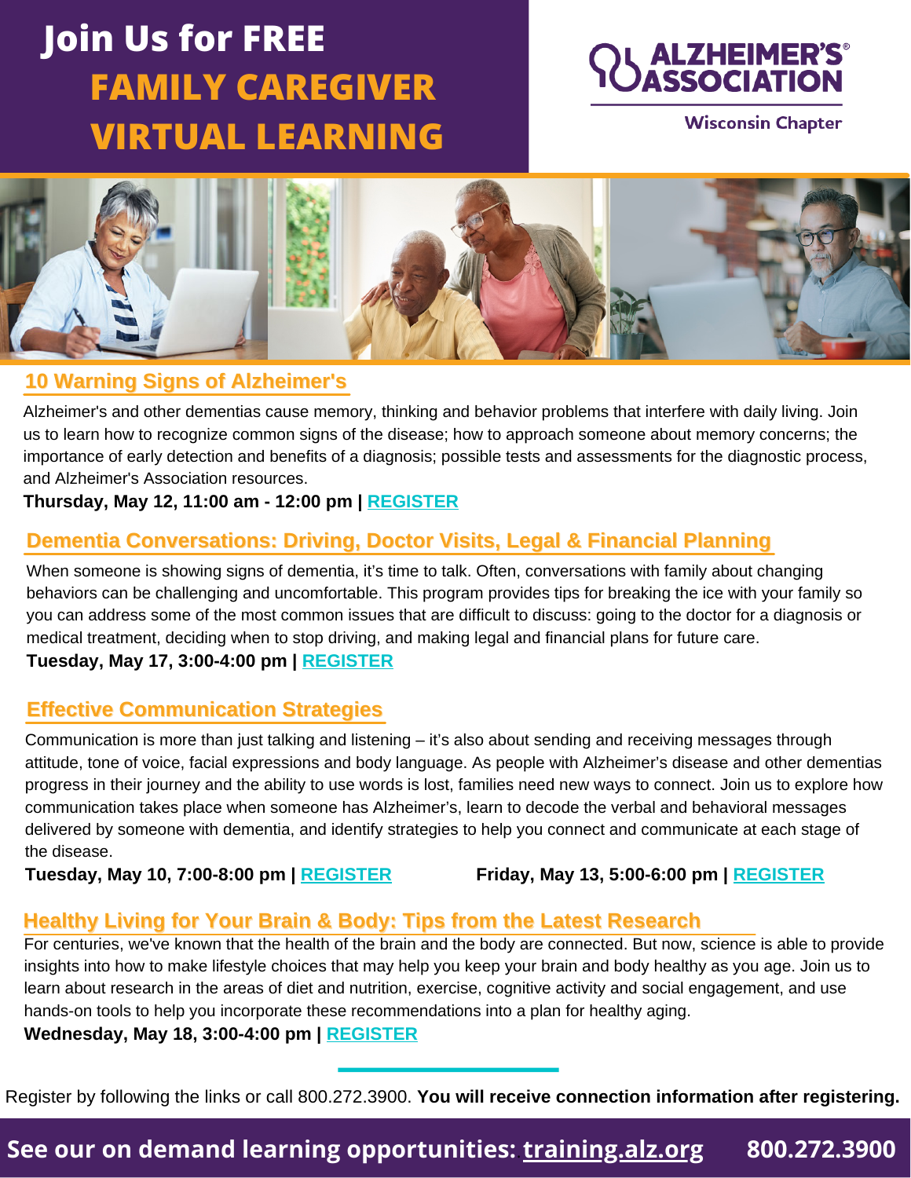# Join Us for FREE FAMILY CAREGIVER VIRTUAL LEARNING

ALZHEIMER'S ASSOCIATION®

Wisconsin Chapter

## 10 Warning Signs of Alzheimer's

Alzheimer's and other dementias cause memory, thinking and behavior problems that interfere with daily living. Join us to learn how to recognize common signs of the disease; how to approach someone about memory concerns; the importance of early detection and benefits of a diagnosis; possible tests and assessments for the diagnostic process, and Alzheimer's Association resources.

**Thursday, May 12, 11:00 am - 12:00 pm | REGISTER**

## Dementia Conversations: Driving, Doctor Visits, Legal & Financial Planning

When someone is showing signs of dementia, it's time to talk. Often, conversations with family about changing behaviors can be challenging and uncomfortable. This program provides tips for breaking the ice with your family so you can address some of the most common issues that are difficult to discuss: going to the doctor for a diagnosis or medical treatment, deciding when to stop driving, and making legal and financial plans for future care.

**Tuesday, May 17, 3:00-4:00 pm | REGISTER**

## Effective Communication Strategies

Communication is more than just talking and listening – it's also about sending and receiving messages through attitude, tone of voice, facial expressions and body language. As people with Alzheimer's disease and other dementias progress in their journey and the ability to use words is lost, families need new ways to connect. Join us to explore how communication takes place when someone has Alzheimer's, learn to decode the verbal and behavioral messages delivered by someone with dementia, and identify strategies to help you connect and communicate at each stage of the disease.

**Tuesday, May 10, 7:00-8:00 pm | REGISTER**

**Friday, May 13, 5:00-6:00 pm | REGISTER**

## Healthy Living for Your Brain & Body: Tips from the Latest Research

For centuries, we've known that the health of the brain and the body are connected. But now, science is able to provide insights into how to make lifestyle choices that may help you keep your brain and body healthy as you age. Join us to learn about research in the areas of diet and nutrition, exercise, cognitive activity and social engagement, and use hands-on tools to help you incorporate these recommendations into a plan for healthy aging.

**Wednesday, May 18, 3:00-4:00 pm | REGISTER**

Register by following the links or call 800.272.3900. **You will receive connection information after registering.**

**See our on demand learning opportunities: training.alz.org 800.272.3900**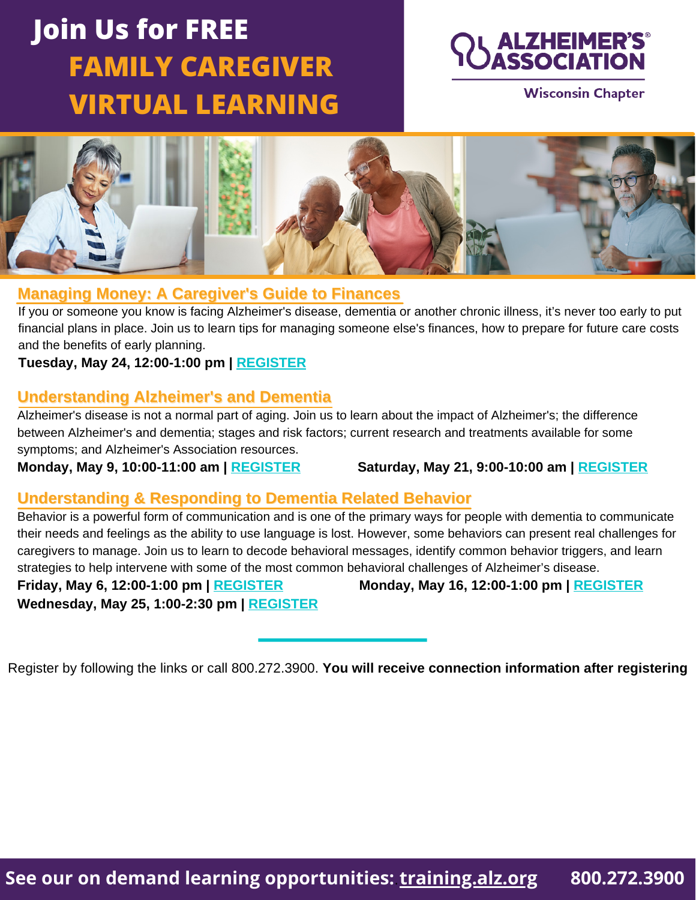# Join Us for FREE FAMILY CAREGIVER VIRTUAL LEARNING

ALZHEIMER'S ASSOCIATION®
Wisconsin Chapter

## Managing Money: A Caregiver's Guide to Finances

If you or someone you know is facing Alzheimer's disease, dementia or another chronic illness, it's never too early to put financial plans in place. Join us to learn tips for managing someone else's finances, how to prepare for future care costs and the benefits of early planning.

**Tuesday, May 24, 12:00-1:00 pm |** REGISTER

## Understanding Alzheimer's and Dementia

Alzheimer's disease is not a normal part of aging. Join us to learn about the impact of Alzheimer's; the difference between Alzheimer's and dementia; stages and risk factors; current research and treatments available for some symptoms; and Alzheimer's Association resources.

**Monday, May 9, 10:00-11:00 am |** REGISTER

**Saturday, May 21, 9:00-10:00 am |** REGISTER

## Understanding & Responding to Dementia Related Behavior

Behavior is a powerful form of communication and is one of the primary ways for people with dementia to communicate their needs and feelings as the ability to use language is lost. However, some behaviors can present real challenges for caregivers to manage. Join us to learn to decode behavioral messages, identify common behavior triggers, and learn strategies to help intervene with some of the most common behavioral challenges of Alzheimer's disease.

**Friday, May 6, 12:00-1:00 pm |** REGISTER

**Monday, May 16, 12:00-1:00 pm |** REGISTER

**Wednesday, May 25, 1:00-2:30 pm |** REGISTER

---

Register by following the links or call 800.272.3900. **You will receive connection information after registering**

**See our on demand learning opportunities: training.alz.org 800.272.3900**